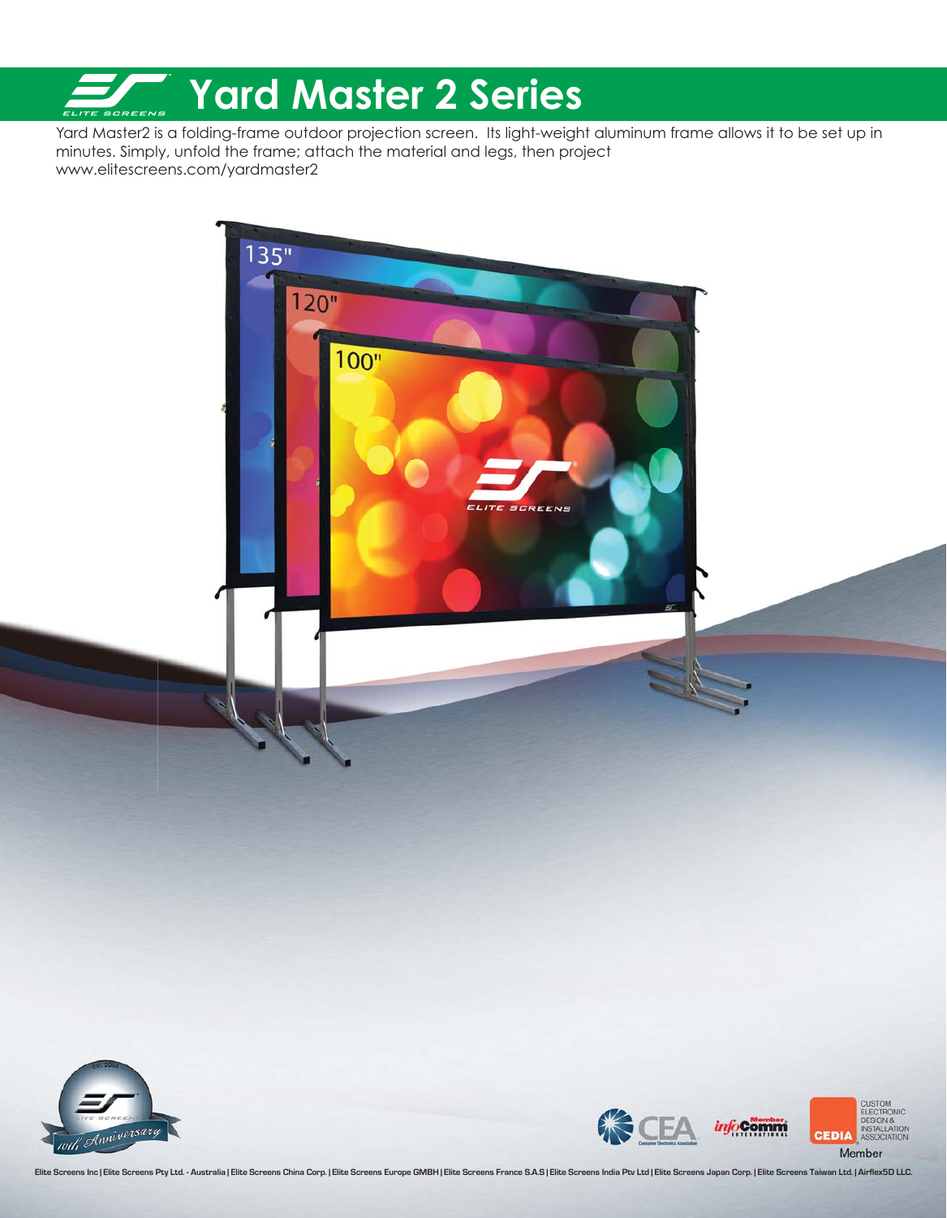# Yard Master 2 Series

Yard Master2 is a folding-frame outdoor projection screen. Its light-weight aluminum frame allows it to be set up in minutes. Simply, unfold the frame; attach the material and legs, then project
www.elitescreens.com/yardmaster2

135"

120"

100"

Elite Screens Inc | Elite Screens Pty Ltd. - Australia | Elite Screens China Corp. | Elite Screens Europe GMBH | Elite Screens France S.A.S | Elite Screens India Ptv Ltd | Elite Screens Japan Corp. | Elite Screens Taiwan Ltd. | Airflex5D LLC.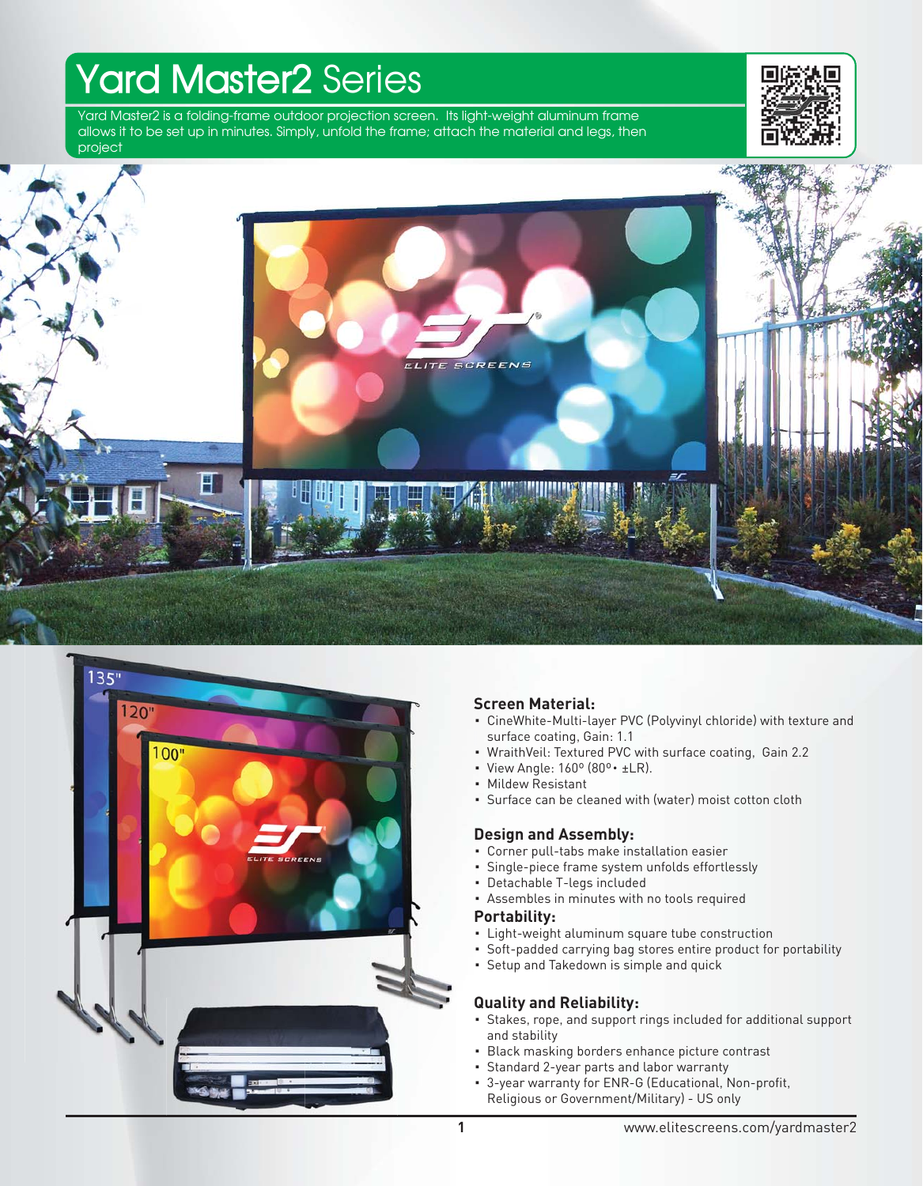# Yard Master2 Series

Yard Master2 is a folding-frame outdoor projection screen. Its light-weight aluminum frame allows it to be set up in minutes. Simply, unfold the frame; attach the material and legs, then project

### Screen Material:

- CineWhite-Multi-layer PVC (Polyvinyl chloride) with texture and surface coating, Gain: 1.1
- WraithVeil: Textured PVC with surface coating, Gain 2.2
- View Angle: 160º (80º• ±LR).
- Mildew Resistant
- Surface can be cleaned with (water) moist cotton cloth

### Design and Assembly:

- Corner pull-tabs make installation easier
- Single-piece frame system unfolds effortlessly
- Detachable T-legs included
- Assembles in minutes with no tools required

### Portability:

- Light-weight aluminum square tube construction
- Soft-padded carrying bag stores entire product for portability
- Setup and Takedown is simple and quick

### Quality and Reliability:

- Stakes, rope, and support rings included for additional support and stability
- Black masking borders enhance picture contrast
- Standard 2-year parts and labor warranty
- 3-year warranty for ENR-G (Educational, Non-profit, Religious or Government/Military) - US only

www.elitescreens.com/yardmaster2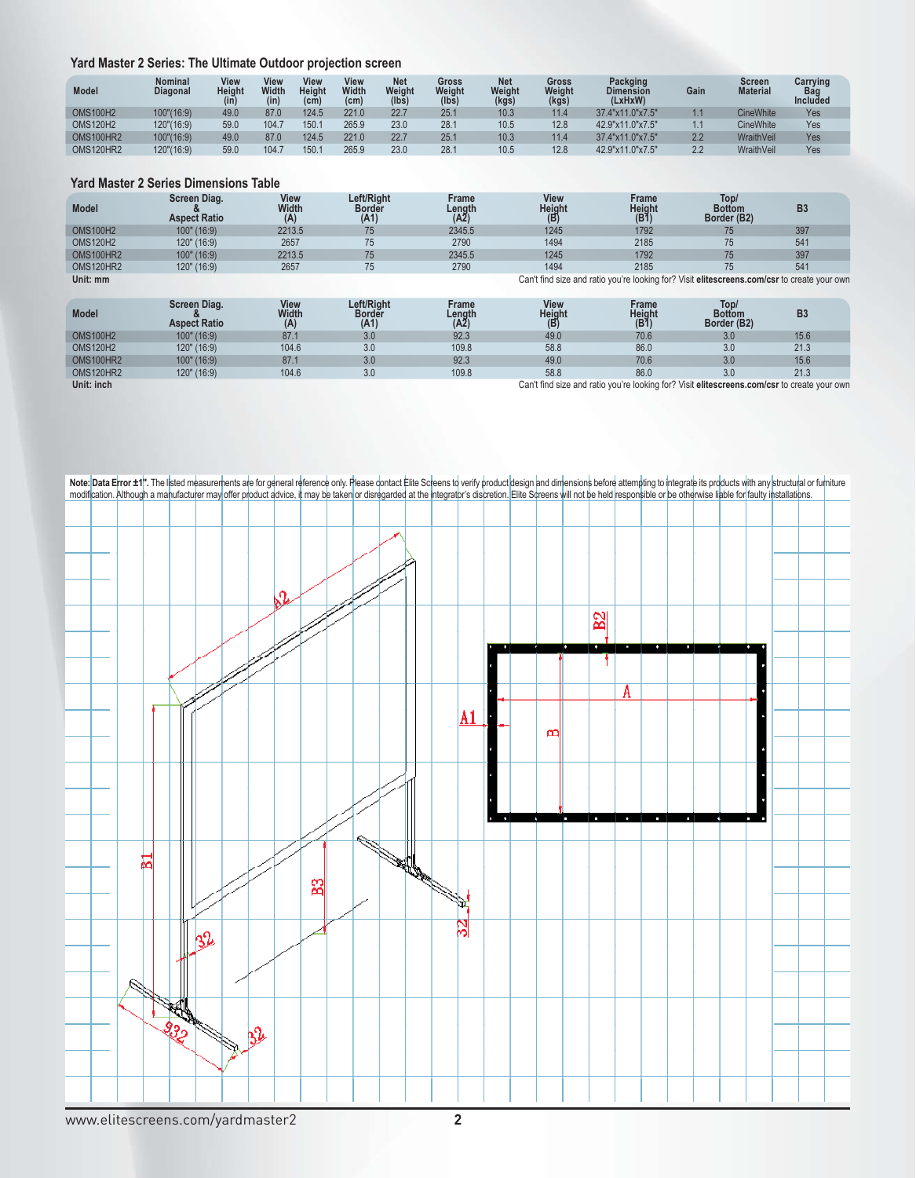## Yard Master 2 Series: The Ultimate Outdoor projection screen

| Model | Nominal Diagonal | View Height (in) | View Width (in) | View Height (cm) | View Width (cm) | Net Weight (lbs) | Gross Weight (lbs) | Net Weight (kgs) | Gross Weight (kgs) | Packging Dimension (LxHxW) | Gain | Screen Material | Carrying Bag Included |
|---|---|---|---|---|---|---|---|---|---|---|---|---|---|
| OMS100H2 | 100"(16:9) | 49.0 | 87.0 | 124.5 | 221.0 | 22.7 | 25.1 | 10.3 | 11.4 | 37.4"x11.0"x7.5" | 1.1 | CineWhite | Yes |
| OMS120H2 | 120"(16:9) | 59.0 | 104.7 | 150.1 | 265.9 | 23.0 | 28.1 | 10.5 | 12.8 | 42.9"x11.0"x7.5" | 1.1 | CineWhite | Yes |
| OMS100HR2 | 100"(16:9) | 49.0 | 87.0 | 124.5 | 221.0 | 22.7 | 25.1 | 10.3 | 11.4 | 37.4"x11.0"x7.5" | 2.2 | WraithVeil | Yes |
| OMS120HR2 | 120"(16:9) | 59.0 | 104.7 | 150.1 | 265.9 | 23.0 | 28.1 | 10.5 | 12.8 | 42.9"x11.0"x7.5" | 2.2 | WraithVeil | Yes |

## Yard Master 2 Series Dimensions Table

| Model | Screen Diag. & Aspect Ratio | View Width (A) | Left/Right Border (A1) | Frame Length (A2) | View Height (B) | Frame Height (B1) | Top/ Bottom Border (B2) | B3 |
|---|---|---|---|---|---|---|---|---|
| OMS100H2 | 100" (16:9) | 2213.5 | 75 | 2345.5 | 1245 | 1792 | 75 | 397 |
| OMS120H2 | 120" (16:9) | 2657 | 75 | 2790 | 1494 | 2185 | 75 | 541 |
| OMS100HR2 | 100" (16:9) | 2213.5 | 75 | 2345.5 | 1245 | 1792 | 75 | 397 |
| OMS120HR2 | 120" (16:9) | 2657 | 75 | 2790 | 1494 | 2185 | 75 | 541 |

**Unit: mm**

Can't find size and ratio you're looking for? Visit **elitescreens.com/csr** to create your own

| Model | Screen Diag. & Aspect Ratio | View Width (A) | Left/Right Border (A1) | Frame Length (A2) | View Height (B) | Frame Height (B1) | Top/ Bottom Border (B2) | B3 |
|---|---|---|---|---|---|---|---|---|
| OMS100H2 | 100" (16:9) | 87.1 | 3.0 | 92.3 | 49.0 | 70.6 | 3.0 | 15.6 |
| OMS120H2 | 120" (16:9) | 104.6 | 3.0 | 109.8 | 58.8 | 86.0 | 3.0 | 21.3 |
| OMS100HR2 | 100" (16:9) | 87.1 | 3.0 | 92.3 | 49.0 | 70.6 | 3.0 | 15.6 |
| OMS120HR2 | 120" (16:9) | 104.6 | 3.0 | 109.8 | 58.8 | 86.0 | 3.0 | 21.3 |

**Unit: inch**

Can't find size and ratio you're looking for? Visit **elitescreens.com/csr** to create your own

**Note: Data Error ±1".** The listed measurements are for general reference only. Please contact Elite Screens to verify product design and dimensions before attempting to integrate its products with any structural or furniture modification. Although a manufacturer may offer product advice, it may be taken or disregarded at the integrator's discretion. Elite Screens will not be held responsible or be otherwise liable for faulty installations.

A2
B1
B3
32
932
32
32
B2
A
A1
B

www.elitescreens.com/yardmaster2